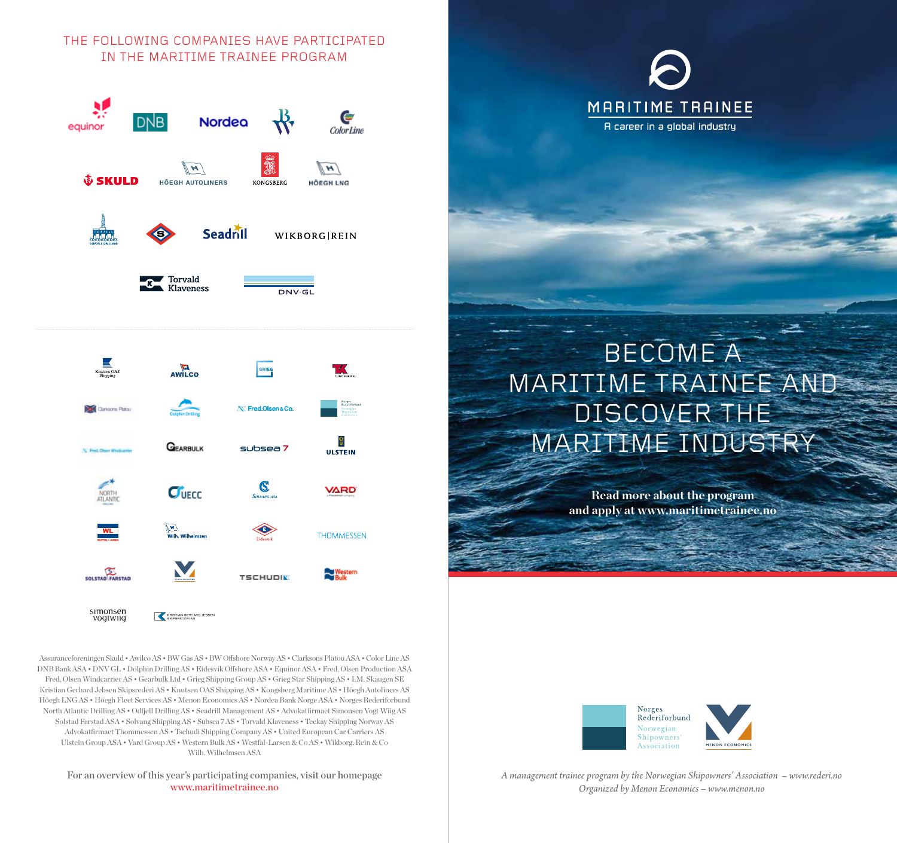## THE FOLLOWING COMPANIES HAVE PARTICIPATED IN THE MARITIME TRAINEE PROGRAM

Assuranceforeningen Skuld • Awilco AS • BW Gas AS • BW Offshore Norway AS • Clarksons Platou ASA • Color Line AS • DNB Bank ASA • DNV GL • Dolphin Drilling AS • Eidesvik Offshore ASA • Equinor ASA • Fred. Olsen Production ASA • Fred. Olsen Windcarrier AS • Gearbulk Ltd • Grieg Shipping Group AS • Grieg Star Shipping AS • I.M. Skaugen SE • Kristian Gerhard Jebsen Skipsrederi AS • Knutsen OAS Shipping AS • Kongsberg Maritime AS • Höegh Autoliners AS • Höegh LNG AS • Höegh Fleet Services AS • Menon Economics AS • Nordea Bank Norge ASA • Norges Rederiforbund • North Atlantic Drilling AS • Odfjell Drilling AS • Seadrill Management AS • Advokatfirmaet Simonsen Vogt Wiig AS • Solstad Farstad ASA • Solvang Shipping AS • Subsea 7 AS • Torvald Klaveness • Teekay Shipping Norway AS • Advokatfirmaet Thommessen AS • Tschudi Shipping Company AS • United European Car Carriers AS • Ulstein Group ASA • Vard Group AS • Western Bulk AS • Westfal-Larsen & Co AS • Wikborg, Rein & Co • Wilh. Wilhelmsen ASA

For an overview of this year's participating companies, visit our homepage
www.maritimetrainee.no

# MARITIME TRAINEE

A career in a global industry

# BECOME A MARITIME TRAINEE AND DISCOVER THE MARITIME INDUSTRY

**Read more about the program and apply at www.maritimetrainee.no**

Norges Rederiforbund
Norwegian Shipowners' Association

MENON ECONOMICS

*A management trainee program by the Norwegian Shipowners' Association – www.rederi.no*
*Organized by Menon Economics – www.menon.no*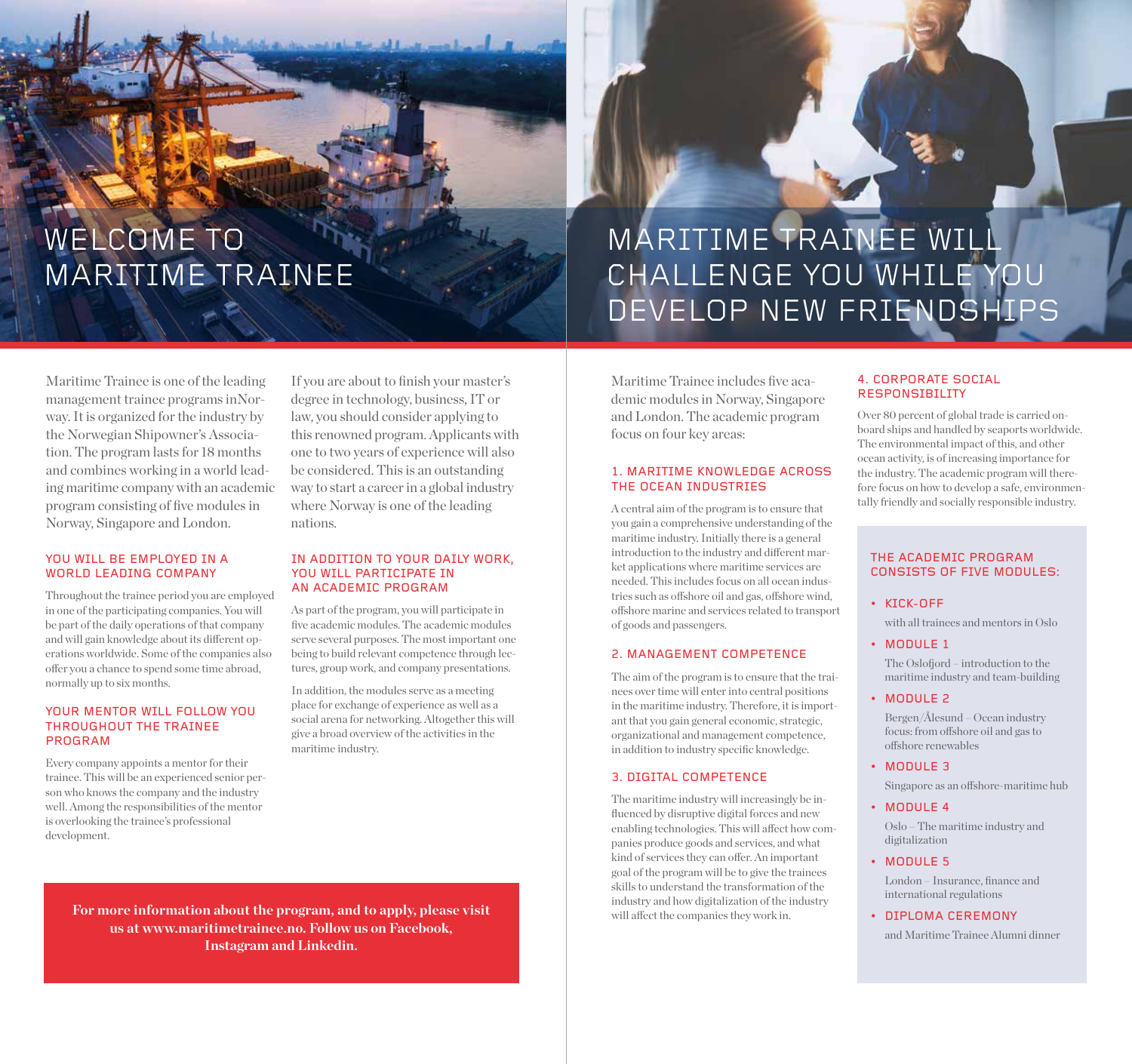# WELCOME TO MARITIME TRAINEE

Maritime Trainee is one of the leading management trainee programs inNorway. It is organized for the industry by the Norwegian Shipowner's Association. The program lasts for 18 months and combines working in a world leading maritime company with an academic program consisting of five modules in Norway, Singapore and London.

### YOU WILL BE EMPLOYED IN A WORLD LEADING COMPANY

Throughout the trainee period you are employed in one of the participating companies. You will be part of the daily operations of that company and will gain knowledge about its different operations worldwide. Some of the companies also offer you a chance to spend some time abroad, normally up to six months.

### YOUR MENTOR WILL FOLLOW YOU THROUGHOUT THE TRAINEE PROGRAM

Every company appoints a mentor for their trainee. This will be an experienced senior person who knows the company and the industry well. Among the responsibilities of the mentor is overlooking the trainee's professional development.

If you are about to finish your master's degree in technology, business, IT or law, you should consider applying to this renowned program. Applicants with one to two years of experience will also be considered. This is an outstanding way to start a career in a global industry where Norway is one of the leading nations.

### IN ADDITION TO YOUR DAILY WORK, YOU WILL PARTICIPATE IN AN ACADEMIC PROGRAM

As part of the program, you will participate in five academic modules. The academic modules serve several purposes. The most important one being to build relevant competence through lectures, group work, and company presentations.

In addition, the modules serve as a meeting place for exchange of experience as well as a social arena for networking. Altogether this will give a broad overview of the activities in the maritime industry.

**For more information about the program, and to apply, please visit us at www.maritimetrainee.no. Follow us on Facebook, Instagram and Linkedin.**

# MARITIME TRAINEE WILL CHALLENGE YOU WHILE YOU DEVELOP NEW FRIENDSHIPS

Maritime Trainee includes five academic modules in Norway, Singapore and London. The academic program focus on four key areas:

### 1. MARITIME KNOWLEDGE ACROSS THE OCEAN INDUSTRIES

A central aim of the program is to ensure that you gain a comprehensive understanding of the maritime industry. Initially there is a general introduction to the industry and different market applications where maritime services are needed. This includes focus on all ocean industries such as offshore oil and gas, offshore wind, offshore marine and services related to transport of goods and passengers.

### 2. MANAGEMENT COMPETENCE

The aim of the program is to ensure that the trainees over time will enter into central positions in the maritime industry. Therefore, it is important that you gain general economic, strategic, organizational and management competence, in addition to industry specific knowledge.

### 3. DIGITAL COMPETENCE

The maritime industry will increasingly be influenced by disruptive digital forces and new enabling technologies. This will affect how companies produce goods and services, and what kind of services they can offer. An important goal of the program will be to give the trainees skills to understand the transformation of the industry and how digitalization of the industry will affect the companies they work in.

### 4. CORPORATE SOCIAL RESPONSIBILITY

Over 80 percent of global trade is carried onboard ships and handled by seaports worldwide. The environmental impact of this, and other ocean activity, is of increasing importance for the industry. The academic program will therefore focus on how to develop a safe, environmentally friendly and socially responsible industry.

### THE ACADEMIC PROGRAM CONSISTS OF FIVE MODULES:

- **KICK-OFF**
  with all trainees and mentors in Oslo
- **MODULE 1**
  The Oslofjord – introduction to the maritime industry and team-building
- **MODULE 2**
  Bergen/Ålesund – Ocean industry focus: from offshore oil and gas to offshore renewables
- **MODULE 3**
  Singapore as an offshore-maritime hub
- **MODULE 4**
  Oslo – The maritime industry and digitalization
- **MODULE 5**
  London – Insurance, finance and international regulations
- **DIPLOMA CEREMONY**
  and Maritime Trainee Alumni dinner